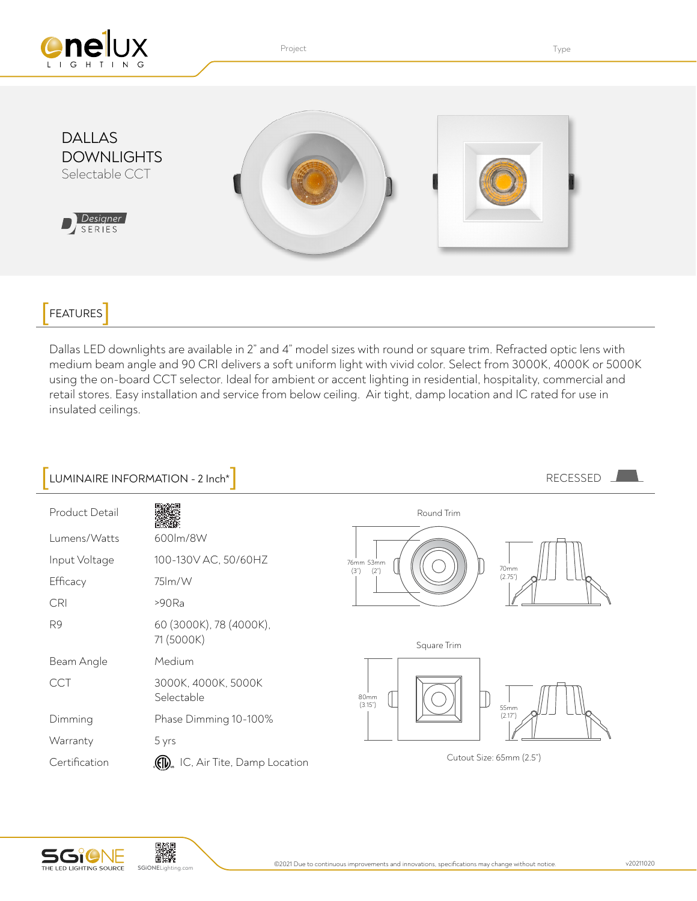Project

Type

# DALLAS DOWNLIGHTS

Selectable CCT

Designer SERIES

## FEATURES

Dallas LED downlights are available in 2" and 4" model sizes with round or square trim. Refracted optic lens with medium beam angle and 90 CRI delivers a soft uniform light with vivid color. Select from 3000K, 4000K or 5000K using the on-board CCT selector. Ideal for ambient or accent lighting in residential, hospitality, commercial and retail stores. Easy installation and service from below ceiling. Air tight, damp location and IC rated for use in insulated ceilings.

## LUMINAIRE INFORMATION - 2 Inch*

RECESSED

| | |
|---|---|
| Product Detail | |
| Lumens/Watts | 600lm/8W |
| Input Voltage | 100-130V AC, 50/60HZ |
| Efficacy | 75lm/W |
| CRI | >90Ra |
| R9 | 60 (3000K), 78 (4000K), 71 (5000K) |
| Beam Angle | Medium |
| CCT | 3000K, 4000K, 5000K Selectable |
| Dimming | Phase Dimming 10-100% |
| Warranty | 5 yrs |
| Certification | ETL, IC, Air Tite, Damp Location |

Round Trim

76mm (3") 53mm (2") 70mm (2.75")

Square Trim

80mm (3.15") 55mm (2.17")

Cutout Size: 65mm (2.5")

SGiONE THE LED LIGHTING SOURCE SGiONELighting.com

©2021 Due to continuous improvements and innovations, specifications may change without notice.

v20211020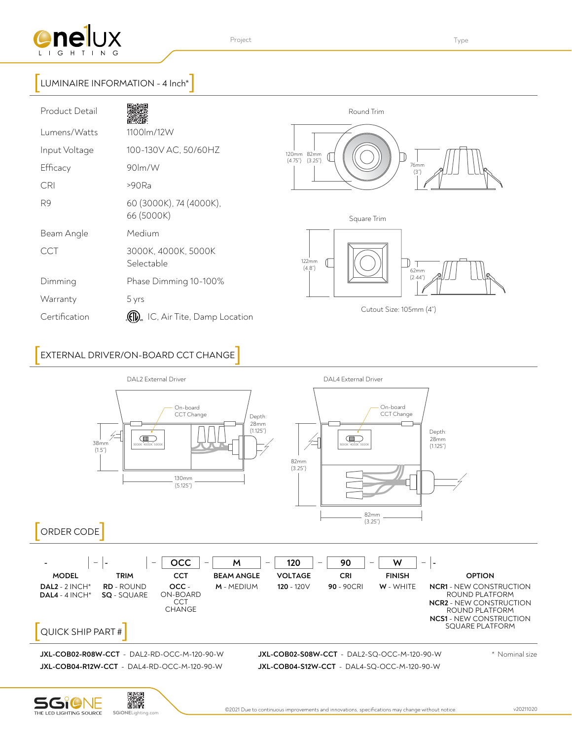Project

Type

## LUMINAIRE INFORMATION - 4 Inch*

| | |
|---|---|
| Product Detail | |
| Lumens/Watts | 1100lm/12W |
| Input Voltage | 100-130V AC, 50/60HZ |
| Efficacy | 90lm/W |
| CRI | >90Ra |
| R9 | 60 (3000K), 74 (4000K), 66 (5000K) |
| Beam Angle | Medium |
| CCT | 3000K, 4000K, 5000K Selectable |
| Dimming | Phase Dimming 10-100% |
| Warranty | 5 yrs |
| Certification | IC, Air Tite, Damp Location |

Round Trim

120mm (4.75") 82mm (3.25") 76mm (3")

Square Trim

122mm (4.8") 62mm (2.44")

Cutout Size: 105mm (4")

## EXTERNAL DRIVER/ON-BOARD CCT CHANGE

DAL2 External Driver

On-board CCT Change

3000K 4000K 5000K

Depth: 28mm (1.125")

38mm (1.5")

130mm (5.125")

DAL4 External Driver

On-board CCT Change

3000K 4000K 5000K

Depth: 28mm (1.125")

82mm (3.25")

82mm (3.25")

## ORDER CODE

| MODEL | TRIM | CCT | BEAM ANGLE | VOLTAGE | CRI | FINISH | OPTION |
|---|---|---|---|---|---|---|---|
| | | OCC | M | 120 | 90 | W | |
| **DAL2** - 2 INCH* **DAL4** - 4 INCH* | **RD** - ROUND **SQ** - SQUARE | **OCC** - ON-BOARD CCT CHANGE | **M** - MEDIUM | **120** - 120V | **90** - 90CRI | **W** - WHITE | **NCR1** - NEW CONSTRUCTION ROUND PLATFORM **NCR2** - NEW CONSTRUCTION ROUND PLATFORM **NCS1** - NEW CONSTRUCTION SQUARE PLATFORM |

## QUICK SHIP PART #

**JXL-COB02-R08W-CCT** - DAL2-RD-OCC-M-120-90-W

**JXL-COB04-R12W-CCT** - DAL4-RD-OCC-M-120-90-W

**JXL-COB02-S08W-CCT** - DAL2-SQ-OCC-M-120-90-W

**JXL-COB04-S12W-CCT** - DAL4-SQ-OCC-M-120-90-W

* Nominal size

SGiONELighting.com

©2021 Due to continuous improvements and innovations, specifications may change without notice.

v20211020